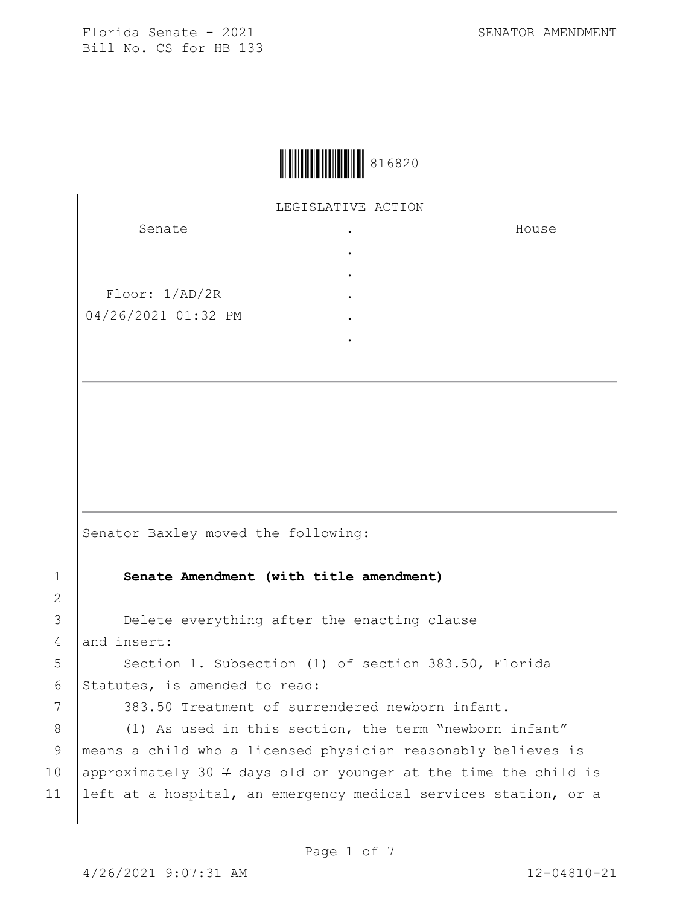Florida Senate - 2021 SENATOR AMENDMENT
Bill No. CS for HB 133

816820

LEGISLATIVE ACTION

| Senate | . | House |
|---|---|---|
| | . | |
| | . | |
| Floor: 1/AD/2R | . | |
| 04/26/2021 01:32 PM | . | |
| | . | |

Senator Baxley moved the following:

1 **Senate Amendment (with title amendment)**

2

3 Delete everything after the enacting clause
4 and insert:
5 Section 1. Subsection (1) of section 383.50, Florida
6 Statutes, is amended to read:
7 383.50 Treatment of surrendered newborn infant.—
8 (1) As used in this section, the term "newborn infant"
9 means a child who a licensed physician reasonably believes is
10 approximately <u>30</u> ~~7~~ days old or younger at the time the child is
11 left at a hospital, <u>an</u> emergency medical services station, or <u>a</u>

4/26/2021 9:07:31 AM 12-04810-21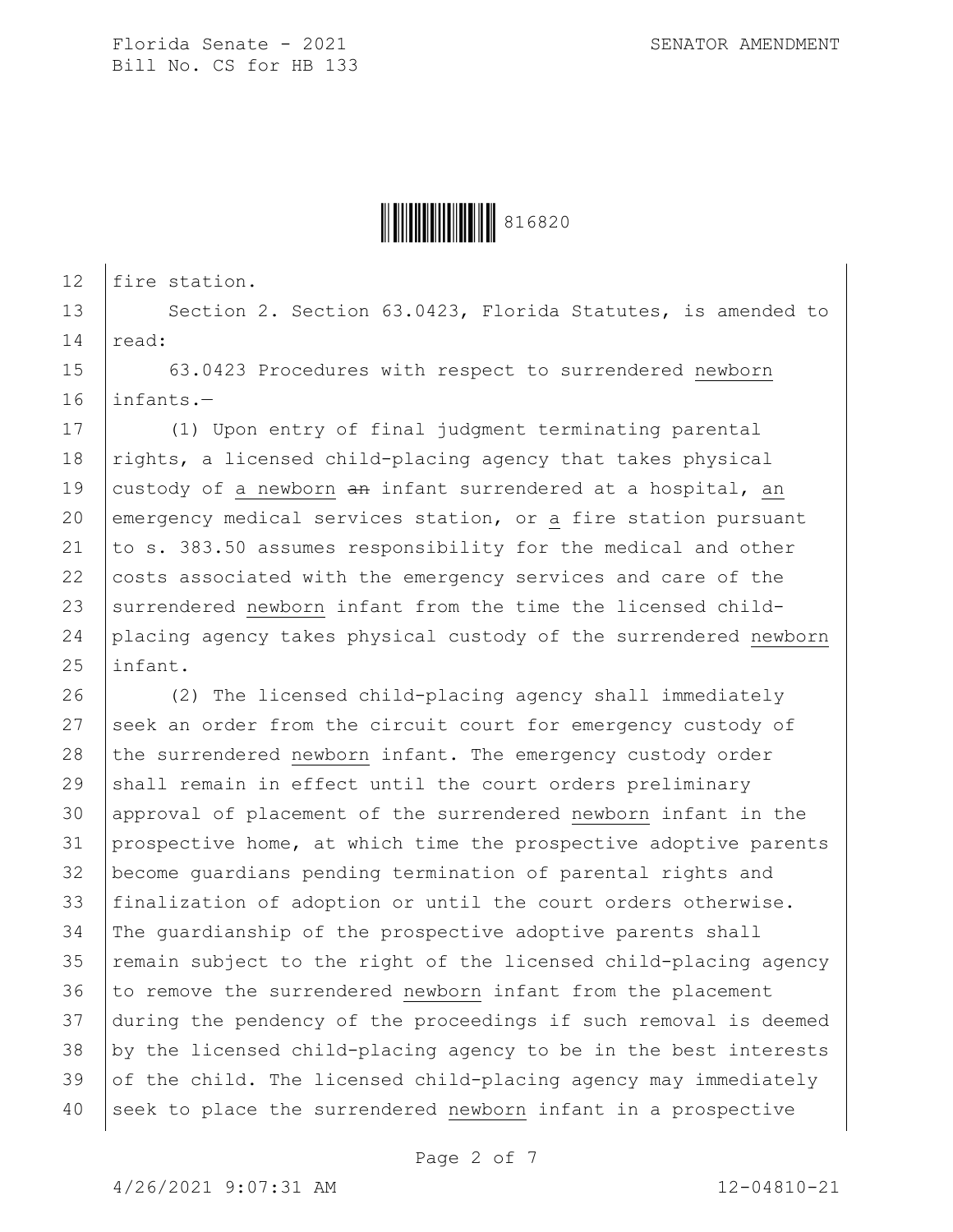fire station.

Section 2. Section 63.0423, Florida Statutes, is amended to read:

63.0423 Procedures with respect to surrendered newborn infants.—

(1) Upon entry of final judgment terminating parental rights, a licensed child-placing agency that takes physical custody of a newborn ~~an~~ infant surrendered at a hospital, an emergency medical services station, or a fire station pursuant to s. 383.50 assumes responsibility for the medical and other costs associated with the emergency services and care of the surrendered newborn infant from the time the licensed child-placing agency takes physical custody of the surrendered newborn infant.

(2) The licensed child-placing agency shall immediately seek an order from the circuit court for emergency custody of the surrendered newborn infant. The emergency custody order shall remain in effect until the court orders preliminary approval of placement of the surrendered newborn infant in the prospective home, at which time the prospective adoptive parents become guardians pending termination of parental rights and finalization of adoption or until the court orders otherwise. The guardianship of the prospective adoptive parents shall remain subject to the right of the licensed child-placing agency to remove the surrendered newborn infant from the placement during the pendency of the proceedings if such removal is deemed by the licensed child-placing agency to be in the best interests of the child. The licensed child-placing agency may immediately seek to place the surrendered newborn infant in a prospective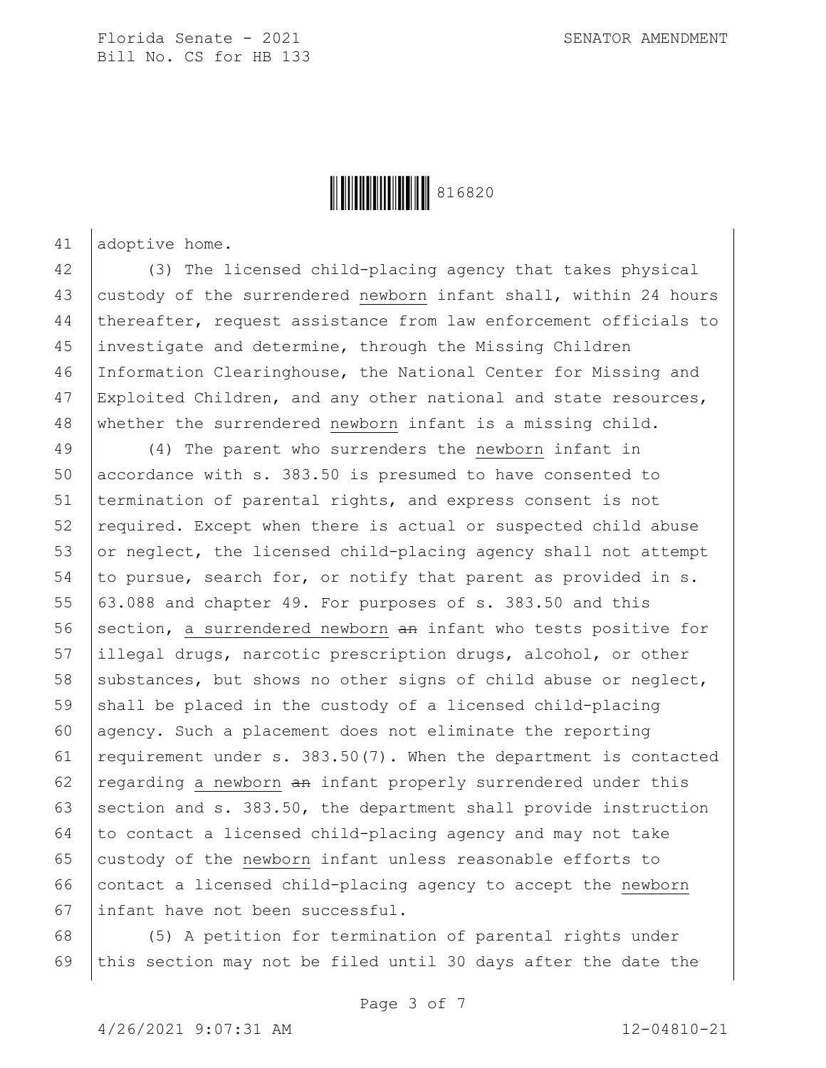adoptive home.

(3) The licensed child-placing agency that takes physical custody of the surrendered newborn infant shall, within 24 hours thereafter, request assistance from law enforcement officials to investigate and determine, through the Missing Children Information Clearinghouse, the National Center for Missing and Exploited Children, and any other national and state resources, whether the surrendered newborn infant is a missing child.

(4) The parent who surrenders the newborn infant in accordance with s. 383.50 is presumed to have consented to termination of parental rights, and express consent is not required. Except when there is actual or suspected child abuse or neglect, the licensed child-placing agency shall not attempt to pursue, search for, or notify that parent as provided in s. 63.088 and chapter 49. For purposes of s. 383.50 and this section, a surrendered newborn ~~an~~ infant who tests positive for illegal drugs, narcotic prescription drugs, alcohol, or other substances, but shows no other signs of child abuse or neglect, shall be placed in the custody of a licensed child-placing agency. Such a placement does not eliminate the reporting requirement under s. 383.50(7). When the department is contacted regarding a newborn ~~an~~ infant properly surrendered under this section and s. 383.50, the department shall provide instruction to contact a licensed child-placing agency and may not take custody of the newborn infant unless reasonable efforts to contact a licensed child-placing agency to accept the newborn infant have not been successful.

(5) A petition for termination of parental rights under this section may not be filed until 30 days after the date the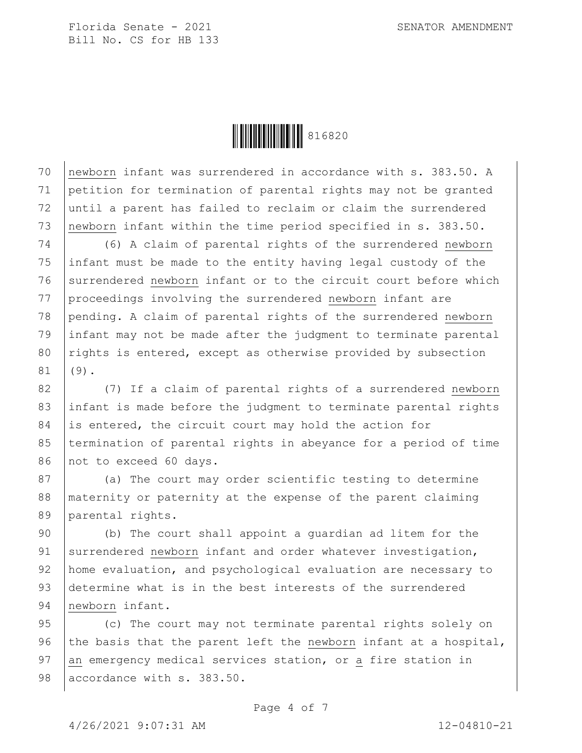newborn infant was surrendered in accordance with s. 383.50. A petition for termination of parental rights may not be granted until a parent has failed to reclaim or claim the surrendered newborn infant within the time period specified in s. 383.50.

(6) A claim of parental rights of the surrendered newborn infant must be made to the entity having legal custody of the surrendered newborn infant or to the circuit court before which proceedings involving the surrendered newborn infant are pending. A claim of parental rights of the surrendered newborn infant may not be made after the judgment to terminate parental rights is entered, except as otherwise provided by subsection (9).

(7) If a claim of parental rights of a surrendered newborn infant is made before the judgment to terminate parental rights is entered, the circuit court may hold the action for termination of parental rights in abeyance for a period of time not to exceed 60 days.

(a) The court may order scientific testing to determine maternity or paternity at the expense of the parent claiming parental rights.

(b) The court shall appoint a guardian ad litem for the surrendered newborn infant and order whatever investigation, home evaluation, and psychological evaluation are necessary to determine what is in the best interests of the surrendered newborn infant.

(c) The court may not terminate parental rights solely on the basis that the parent left the newborn infant at a hospital, an emergency medical services station, or a fire station in accordance with s. 383.50.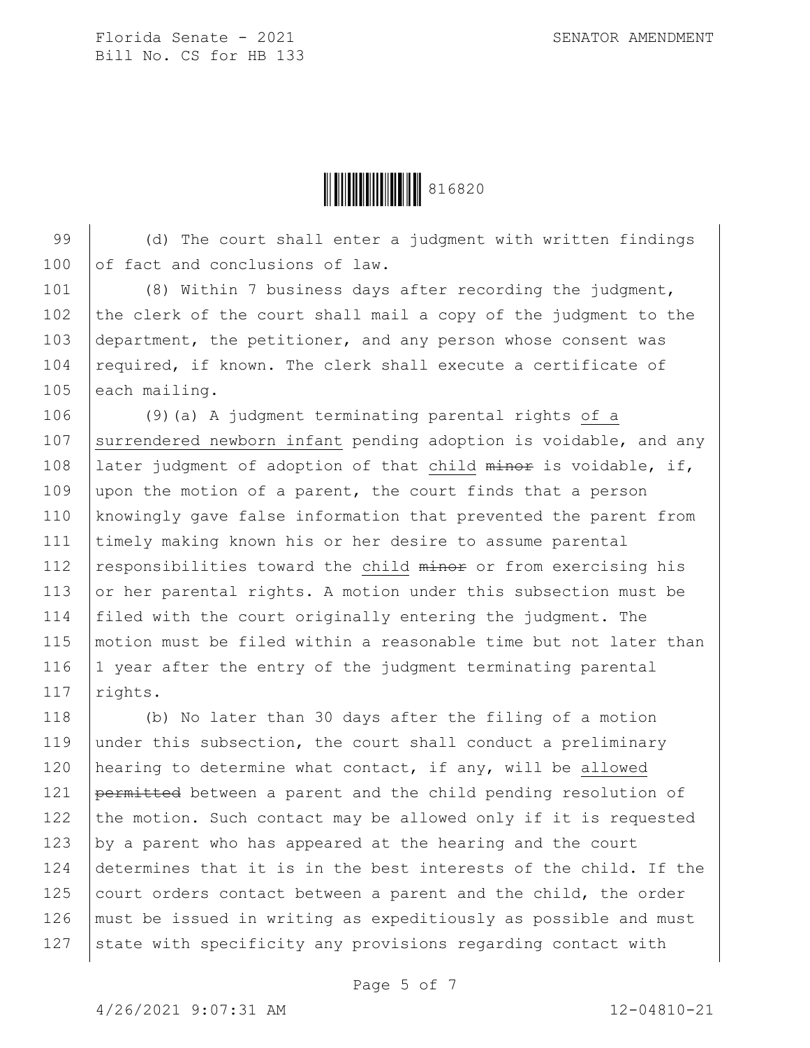(d) The court shall enter a judgment with written findings of fact and conclusions of law.

(8) Within 7 business days after recording the judgment, the clerk of the court shall mail a copy of the judgment to the department, the petitioner, and any person whose consent was required, if known. The clerk shall execute a certificate of each mailing.

(9)(a) A judgment terminating parental rights of a surrendered newborn infant pending adoption is voidable, and any later judgment of adoption of that child ~~minor~~ is voidable, if, upon the motion of a parent, the court finds that a person knowingly gave false information that prevented the parent from timely making known his or her desire to assume parental responsibilities toward the child ~~minor~~ or from exercising his or her parental rights. A motion under this subsection must be filed with the court originally entering the judgment. The motion must be filed within a reasonable time but not later than 1 year after the entry of the judgment terminating parental rights.

(b) No later than 30 days after the filing of a motion under this subsection, the court shall conduct a preliminary hearing to determine what contact, if any, will be allowed ~~permitted~~ between a parent and the child pending resolution of the motion. Such contact may be allowed only if it is requested by a parent who has appeared at the hearing and the court determines that it is in the best interests of the child. If the court orders contact between a parent and the child, the order must be issued in writing as expeditiously as possible and must state with specificity any provisions regarding contact with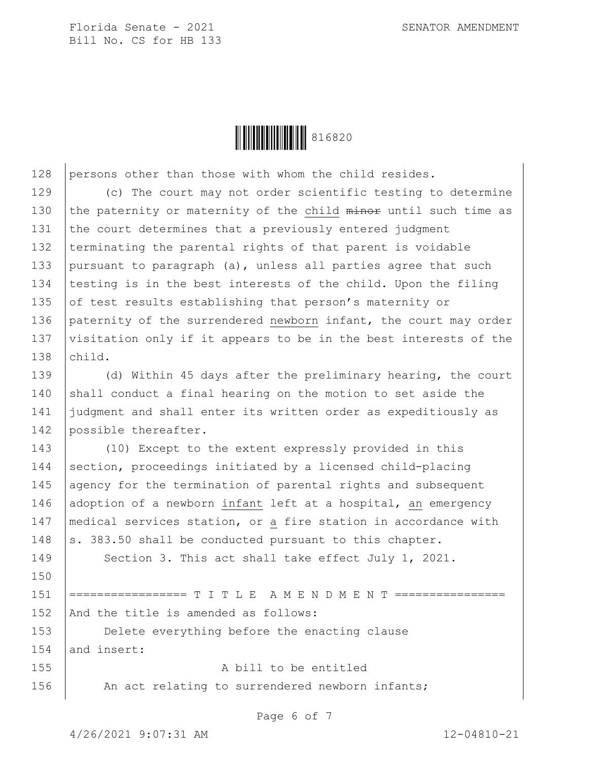persons other than those with whom the child resides.

(c) The court may not order scientific testing to determine the paternity or maternity of the child ~~minor~~ until such time as the court determines that a previously entered judgment terminating the parental rights of that parent is voidable pursuant to paragraph (a), unless all parties agree that such testing is in the best interests of the child. Upon the filing of test results establishing that person's maternity or paternity of the surrendered newborn infant, the court may order visitation only if it appears to be in the best interests of the child.

(d) Within 45 days after the preliminary hearing, the court shall conduct a final hearing on the motion to set aside the judgment and shall enter its written order as expeditiously as possible thereafter.

(10) Except to the extent expressly provided in this section, proceedings initiated by a licensed child-placing agency for the termination of parental rights and subsequent adoption of a newborn infant left at a hospital, an emergency medical services station, or a fire station in accordance with s. 383.50 shall be conducted pursuant to this chapter.

Section 3. This act shall take effect July 1, 2021.

================= T I T L E  A M E N D M E N T ================

And the title is amended as follows:

Delete everything before the enacting clause and insert:

A bill to be entitled

An act relating to surrendered newborn infants;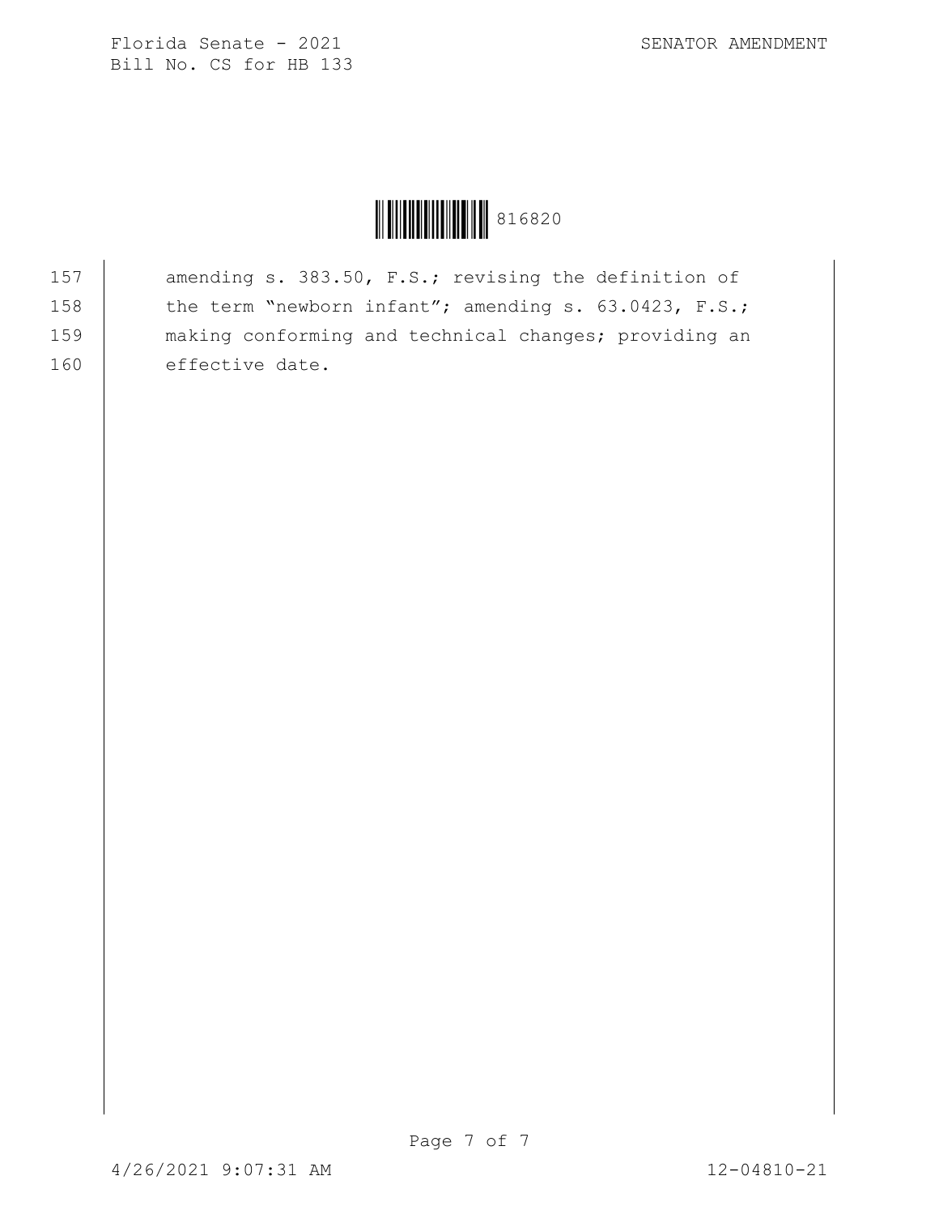157 amending s. 383.50, F.S.; revising the definition of
158 the term “newborn infant”; amending s. 63.0423, F.S.;
159 making conforming and technical changes; providing an
160 effective date.